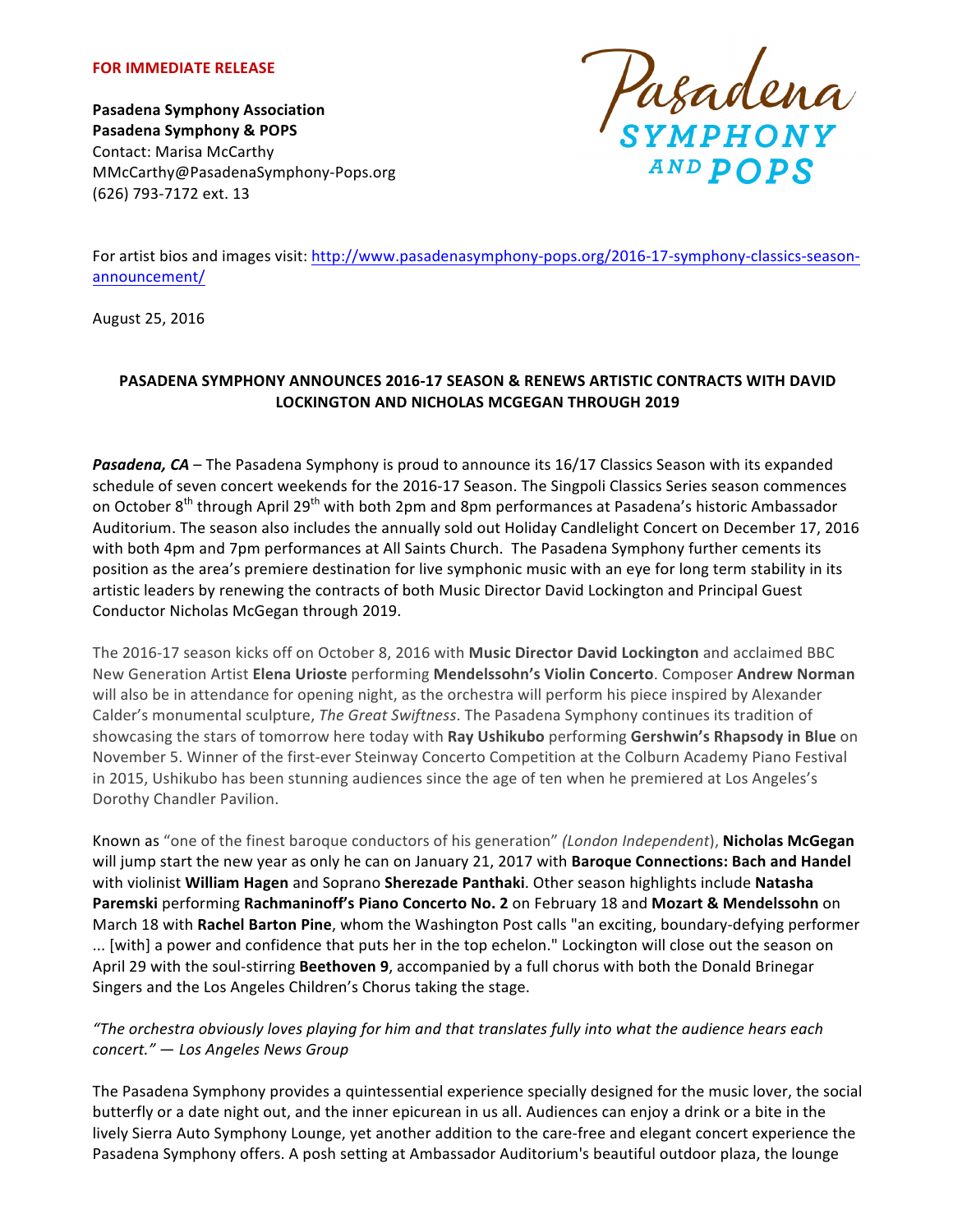**FOR IMMEDIATE RELEASE**

**Pasadena Symphony Association**
**Pasadena Symphony & POPS**
Contact: Marisa McCarthy
MMcCarthy@PasadenaSymphony-Pops.org
(626) 793-7172 ext. 13

Pasadena SYMPHONY AND POPS

For artist bios and images visit: http://www.pasadenasymphony-pops.org/2016-17-symphony-classics-season-announcement/

August 25, 2016

**PASADENA SYMPHONY ANNOUNCES 2016-17 SEASON & RENEWS ARTISTIC CONTRACTS WITH DAVID LOCKINGTON AND NICHOLAS MCGEGAN THROUGH 2019**

***Pasadena, CA*** – The Pasadena Symphony is proud to announce its 16/17 Classics Season with its expanded schedule of seven concert weekends for the 2016-17 Season. The Singpoli Classics Series season commences on October 8th through April 29th with both 2pm and 8pm performances at Pasadena's historic Ambassador Auditorium. The season also includes the annually sold out Holiday Candlelight Concert on December 17, 2016 with both 4pm and 7pm performances at All Saints Church. The Pasadena Symphony further cements its position as the area's premiere destination for live symphonic music with an eye for long term stability in its artistic leaders by renewing the contracts of both Music Director David Lockington and Principal Guest Conductor Nicholas McGegan through 2019.

The 2016-17 season kicks off on October 8, 2016 with **Music Director David Lockington** and acclaimed BBC New Generation Artist **Elena Urioste** performing **Mendelssohn's Violin Concerto**. Composer **Andrew Norman** will also be in attendance for opening night, as the orchestra will perform his piece inspired by Alexander Calder's monumental sculpture, *The Great Swiftness*. The Pasadena Symphony continues its tradition of showcasing the stars of tomorrow here today with **Ray Ushikubo** performing **Gershwin's Rhapsody in Blue** on November 5. Winner of the first-ever Steinway Concerto Competition at the Colburn Academy Piano Festival in 2015, Ushikubo has been stunning audiences since the age of ten when he premiered at Los Angeles's Dorothy Chandler Pavilion.

Known as "one of the finest baroque conductors of his generation" *(London Independent*), **Nicholas McGegan** will jump start the new year as only he can on January 21, 2017 with **Baroque Connections: Bach and Handel** with violinist **William Hagen** and Soprano **Sherezade Panthaki**. Other season highlights include **Natasha Paremski** performing **Rachmaninoff's Piano Concerto No. 2** on February 18 and **Mozart & Mendelssohn** on March 18 with **Rachel Barton Pine**, whom the Washington Post calls "an exciting, boundary-defying performer ... [with] a power and confidence that puts her in the top echelon." Lockington will close out the season on April 29 with the soul-stirring **Beethoven 9**, accompanied by a full chorus with both the Donald Brinegar Singers and the Los Angeles Children's Chorus taking the stage.

*"The orchestra obviously loves playing for him and that translates fully into what the audience hears each concert." — Los Angeles News Group*

The Pasadena Symphony provides a quintessential experience specially designed for the music lover, the social butterfly or a date night out, and the inner epicurean in us all. Audiences can enjoy a drink or a bite in the lively Sierra Auto Symphony Lounge, yet another addition to the care-free and elegant concert experience the Pasadena Symphony offers. A posh setting at Ambassador Auditorium's beautiful outdoor plaza, the lounge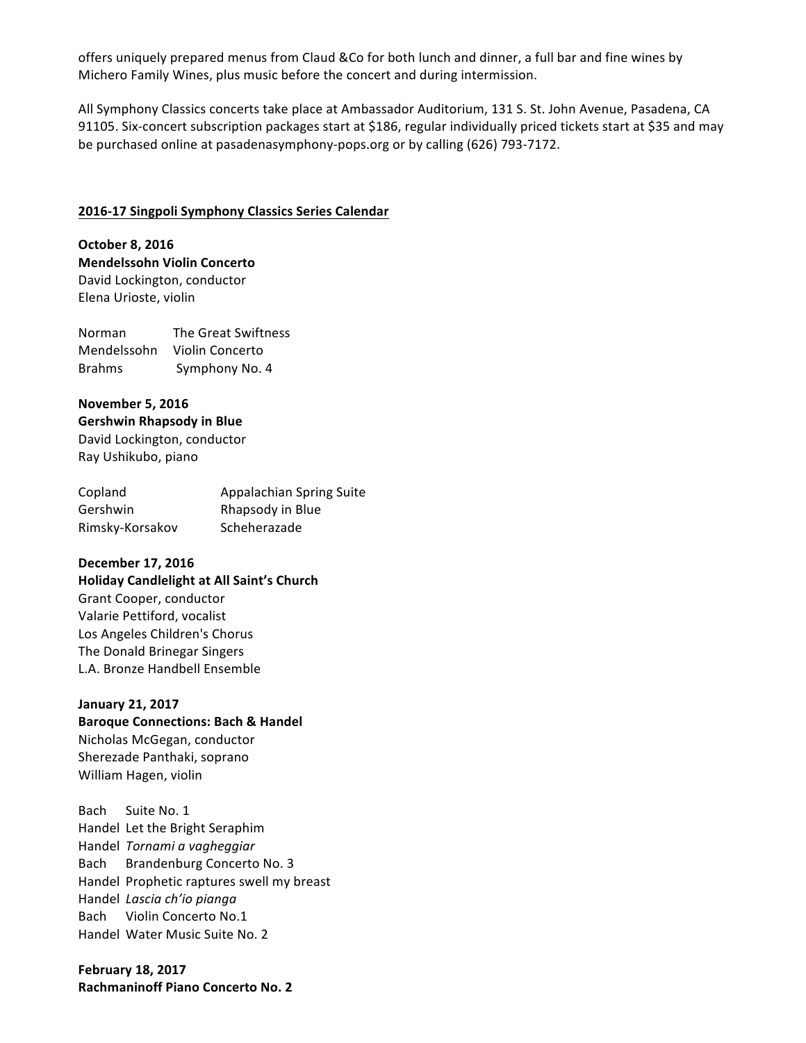offers uniquely prepared menus from Claud &Co for both lunch and dinner, a full bar and fine wines by Michero Family Wines, plus music before the concert and during intermission.

All Symphony Classics concerts take place at Ambassador Auditorium, 131 S. St. John Avenue, Pasadena, CA 91105. Six-concert subscription packages start at $186, regular individually priced tickets start at $35 and may be purchased online at pasadenasymphony-pops.org or by calling (626) 793-7172.

## 2016-17 Singpoli Symphony Classics Series Calendar

**October 8, 2016**
**Mendelssohn Violin Concerto**
David Lockington, conductor
Elena Urioste, violin

| | |
|---|---|
| Norman | The Great Swiftness |
| Mendelssohn | Violin Concerto |
| Brahms | Symphony No. 4 |

**November 5, 2016**
**Gershwin Rhapsody in Blue**
David Lockington, conductor
Ray Ushikubo, piano

| | |
|---|---|
| Copland | Appalachian Spring Suite |
| Gershwin | Rhapsody in Blue |
| Rimsky-Korsakov | Scheherazade |

**December 17, 2016**
**Holiday Candlelight at All Saint's Church**
Grant Cooper, conductor
Valarie Pettiford, vocalist
Los Angeles Children's Chorus
The Donald Brinegar Singers
L.A. Bronze Handbell Ensemble

**January 21, 2017**
**Baroque Connections: Bach & Handel**
Nicholas McGegan, conductor
Sherezade Panthaki, soprano
William Hagen, violin

| | |
|---|---|
| Bach | Suite No. 1 |
| Handel | Let the Bright Seraphim |
| Handel | *Tornami a vagheggiar* |
| Bach | Brandenburg Concerto No. 3 |
| Handel | Prophetic raptures swell my breast |
| Handel | *Lascia ch'io pianga* |
| Bach | Violin Concerto No.1 |
| Handel | Water Music Suite No. 2 |

**February 18, 2017**
**Rachmaninoff Piano Concerto No. 2**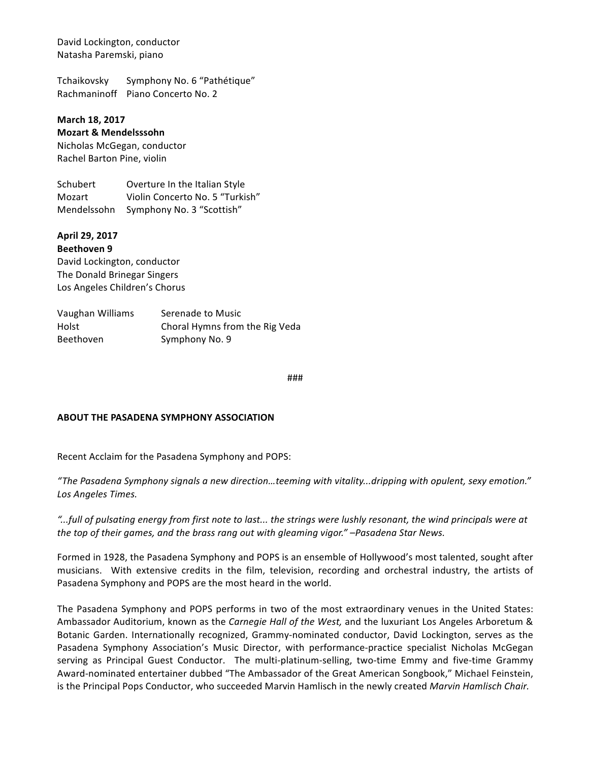David Lockington, conductor
Natasha Paremski, piano

| | |
|---|---|
| Tchaikovsky | Symphony No. 6 “Pathétique” |
| Rachmaninoff | Piano Concerto No. 2 |

**March 18, 2017**
**Mozart & Mendelsssohn**
Nicholas McGegan, conductor
Rachel Barton Pine, violin

| | |
|---|---|
| Schubert | Overture In the Italian Style |
| Mozart | Violin Concerto No. 5 “Turkish” |
| Mendelssohn | Symphony No. 3 “Scottish” |

**April 29, 2017**
**Beethoven 9**
David Lockington, conductor
The Donald Brinegar Singers
Los Angeles Children’s Chorus

| | |
|---|---|
| Vaughan Williams | Serenade to Music |
| Holst | Choral Hymns from the Rig Veda |
| Beethoven | Symphony No. 9 |

###

**ABOUT THE PASADENA SYMPHONY ASSOCIATION**

Recent Acclaim for the Pasadena Symphony and POPS:

*“The Pasadena Symphony signals a new direction…teeming with vitality...dripping with opulent, sexy emotion.” Los Angeles Times.*

*“...full of pulsating energy from first note to last... the strings were lushly resonant, the wind principals were at the top of their games, and the brass rang out with gleaming vigor.” –Pasadena Star News.*

Formed in 1928, the Pasadena Symphony and POPS is an ensemble of Hollywood’s most talented, sought after musicians. With extensive credits in the film, television, recording and orchestral industry, the artists of Pasadena Symphony and POPS are the most heard in the world.

The Pasadena Symphony and POPS performs in two of the most extraordinary venues in the United States: Ambassador Auditorium, known as the *Carnegie Hall of the West,* and the luxuriant Los Angeles Arboretum & Botanic Garden. Internationally recognized, Grammy-nominated conductor, David Lockington, serves as the Pasadena Symphony Association’s Music Director, with performance-practice specialist Nicholas McGegan serving as Principal Guest Conductor. The multi-platinum-selling, two-time Emmy and five-time Grammy Award-nominated entertainer dubbed “The Ambassador of the Great American Songbook,” Michael Feinstein, is the Principal Pops Conductor, who succeeded Marvin Hamlisch in the newly created *Marvin Hamlisch Chair.*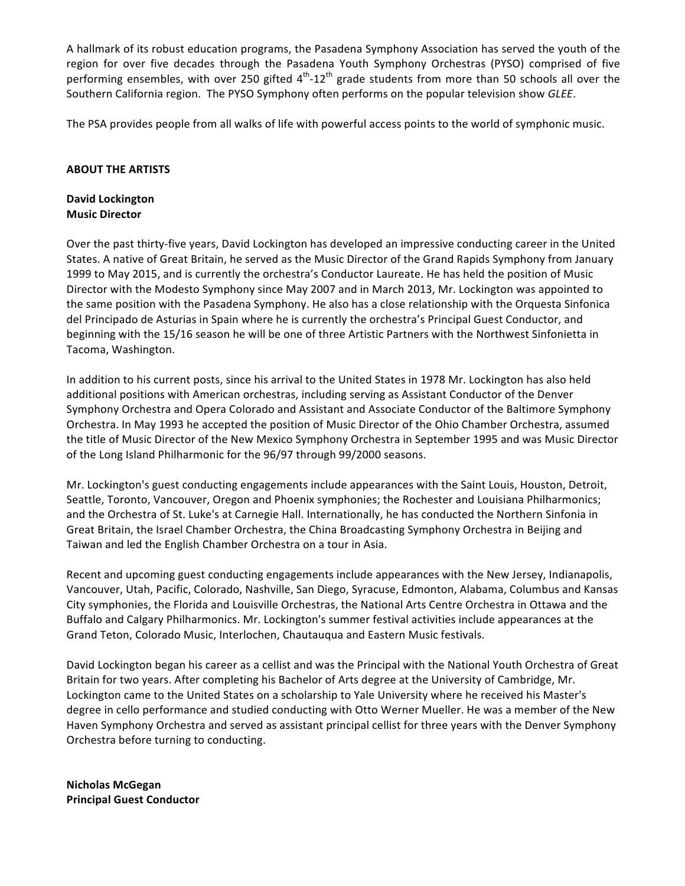A hallmark of its robust education programs, the Pasadena Symphony Association has served the youth of the region for over five decades through the Pasadena Youth Symphony Orchestras (PYSO) comprised of five performing ensembles, with over 250 gifted $4^{th}$-$12^{th}$ grade students from more than 50 schools all over the Southern California region. The PYSO Symphony often performs on the popular television show *GLEE*.

The PSA provides people from all walks of life with powerful access points to the world of symphonic music.

**ABOUT THE ARTISTS**

**David Lockington**
**Music Director**

Over the past thirty-five years, David Lockington has developed an impressive conducting career in the United States. A native of Great Britain, he served as the Music Director of the Grand Rapids Symphony from January 1999 to May 2015, and is currently the orchestra's Conductor Laureate. He has held the position of Music Director with the Modesto Symphony since May 2007 and in March 2013, Mr. Lockington was appointed to the same position with the Pasadena Symphony. He also has a close relationship with the Orquesta Sinfonica del Principado de Asturias in Spain where he is currently the orchestra's Principal Guest Conductor, and beginning with the 15/16 season he will be one of three Artistic Partners with the Northwest Sinfonietta in Tacoma, Washington.

In addition to his current posts, since his arrival to the United States in 1978 Mr. Lockington has also held additional positions with American orchestras, including serving as Assistant Conductor of the Denver Symphony Orchestra and Opera Colorado and Assistant and Associate Conductor of the Baltimore Symphony Orchestra. In May 1993 he accepted the position of Music Director of the Ohio Chamber Orchestra, assumed the title of Music Director of the New Mexico Symphony Orchestra in September 1995 and was Music Director of the Long Island Philharmonic for the 96/97 through 99/2000 seasons.

Mr. Lockington's guest conducting engagements include appearances with the Saint Louis, Houston, Detroit, Seattle, Toronto, Vancouver, Oregon and Phoenix symphonies; the Rochester and Louisiana Philharmonics; and the Orchestra of St. Luke's at Carnegie Hall. Internationally, he has conducted the Northern Sinfonia in Great Britain, the Israel Chamber Orchestra, the China Broadcasting Symphony Orchestra in Beijing and Taiwan and led the English Chamber Orchestra on a tour in Asia.

Recent and upcoming guest conducting engagements include appearances with the New Jersey, Indianapolis, Vancouver, Utah, Pacific, Colorado, Nashville, San Diego, Syracuse, Edmonton, Alabama, Columbus and Kansas City symphonies, the Florida and Louisville Orchestras, the National Arts Centre Orchestra in Ottawa and the Buffalo and Calgary Philharmonics. Mr. Lockington's summer festival activities include appearances at the Grand Teton, Colorado Music, Interlochen, Chautauqua and Eastern Music festivals.

David Lockington began his career as a cellist and was the Principal with the National Youth Orchestra of Great Britain for two years. After completing his Bachelor of Arts degree at the University of Cambridge, Mr. Lockington came to the United States on a scholarship to Yale University where he received his Master's degree in cello performance and studied conducting with Otto Werner Mueller. He was a member of the New Haven Symphony Orchestra and served as assistant principal cellist for three years with the Denver Symphony Orchestra before turning to conducting.

**Nicholas McGegan**
**Principal Guest Conductor**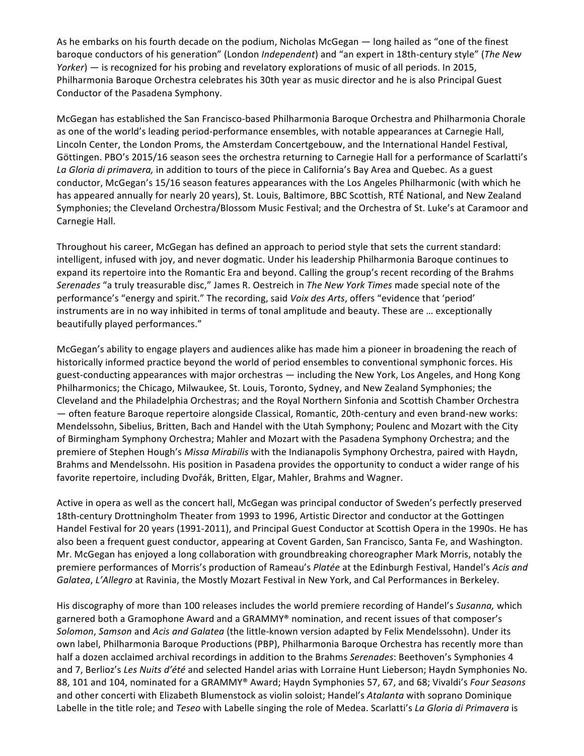As he embarks on his fourth decade on the podium, Nicholas McGegan — long hailed as "one of the finest baroque conductors of his generation" (London *Independent*) and "an expert in 18th-century style" (*The New Yorker*) — is recognized for his probing and revelatory explorations of music of all periods. In 2015, Philharmonia Baroque Orchestra celebrates his 30th year as music director and he is also Principal Guest Conductor of the Pasadena Symphony.

McGegan has established the San Francisco-based Philharmonia Baroque Orchestra and Philharmonia Chorale as one of the world's leading period-performance ensembles, with notable appearances at Carnegie Hall, Lincoln Center, the London Proms, the Amsterdam Concertgebouw, and the International Handel Festival, Göttingen. PBO's 2015/16 season sees the orchestra returning to Carnegie Hall for a performance of Scarlatti's *La Gloria di primavera,* in addition to tours of the piece in California's Bay Area and Quebec. As a guest conductor, McGegan's 15/16 season features appearances with the Los Angeles Philharmonic (with which he has appeared annually for nearly 20 years), St. Louis, Baltimore, BBC Scottish, RTÉ National, and New Zealand Symphonies; the Cleveland Orchestra/Blossom Music Festival; and the Orchestra of St. Luke's at Caramoor and Carnegie Hall.

Throughout his career, McGegan has defined an approach to period style that sets the current standard: intelligent, infused with joy, and never dogmatic. Under his leadership Philharmonia Baroque continues to expand its repertoire into the Romantic Era and beyond. Calling the group's recent recording of the Brahms *Serenades* "a truly treasurable disc," James R. Oestreich in *The New York Times* made special note of the performance's "energy and spirit." The recording, said *Voix des Arts*, offers "evidence that 'period' instruments are in no way inhibited in terms of tonal amplitude and beauty. These are … exceptionally beautifully played performances."

McGegan's ability to engage players and audiences alike has made him a pioneer in broadening the reach of historically informed practice beyond the world of period ensembles to conventional symphonic forces. His guest-conducting appearances with major orchestras — including the New York, Los Angeles, and Hong Kong Philharmonics; the Chicago, Milwaukee, St. Louis, Toronto, Sydney, and New Zealand Symphonies; the Cleveland and the Philadelphia Orchestras; and the Royal Northern Sinfonia and Scottish Chamber Orchestra — often feature Baroque repertoire alongside Classical, Romantic, 20th-century and even brand-new works: Mendelssohn, Sibelius, Britten, Bach and Handel with the Utah Symphony; Poulenc and Mozart with the City of Birmingham Symphony Orchestra; Mahler and Mozart with the Pasadena Symphony Orchestra; and the premiere of Stephen Hough's *Missa Mirabilis* with the Indianapolis Symphony Orchestra, paired with Haydn, Brahms and Mendelssohn. His position in Pasadena provides the opportunity to conduct a wider range of his favorite repertoire, including Dvořák, Britten, Elgar, Mahler, Brahms and Wagner.

Active in opera as well as the concert hall, McGegan was principal conductor of Sweden's perfectly preserved 18th-century Drottningholm Theater from 1993 to 1996, Artistic Director and conductor at the Gottingen Handel Festival for 20 years (1991-2011), and Principal Guest Conductor at Scottish Opera in the 1990s. He has also been a frequent guest conductor, appearing at Covent Garden, San Francisco, Santa Fe, and Washington. Mr. McGegan has enjoyed a long collaboration with groundbreaking choreographer Mark Morris, notably the premiere performances of Morris's production of Rameau's *Platée* at the Edinburgh Festival, Handel's *Acis and Galatea*, *L'Allegro* at Ravinia, the Mostly Mozart Festival in New York, and Cal Performances in Berkeley.

His discography of more than 100 releases includes the world premiere recording of Handel's *Susanna,* which garnered both a Gramophone Award and a GRAMMY® nomination, and recent issues of that composer's *Solomon*, *Samson* and *Acis and Galatea* (the little-known version adapted by Felix Mendelssohn). Under its own label, Philharmonia Baroque Productions (PBP), Philharmonia Baroque Orchestra has recently more than half a dozen acclaimed archival recordings in addition to the Brahms *Serenades*: Beethoven's Symphonies 4 and 7, Berlioz's *Les Nuits d'été* and selected Handel arias with Lorraine Hunt Lieberson; Haydn Symphonies No. 88, 101 and 104, nominated for a GRAMMY® Award; Haydn Symphonies 57, 67, and 68; Vivaldi's *Four Seasons* and other concerti with Elizabeth Blumenstock as violin soloist; Handel's *Atalanta* with soprano Dominique Labelle in the title role; and *Teseo* with Labelle singing the role of Medea. Scarlatti's *La Gloria di Primavera* is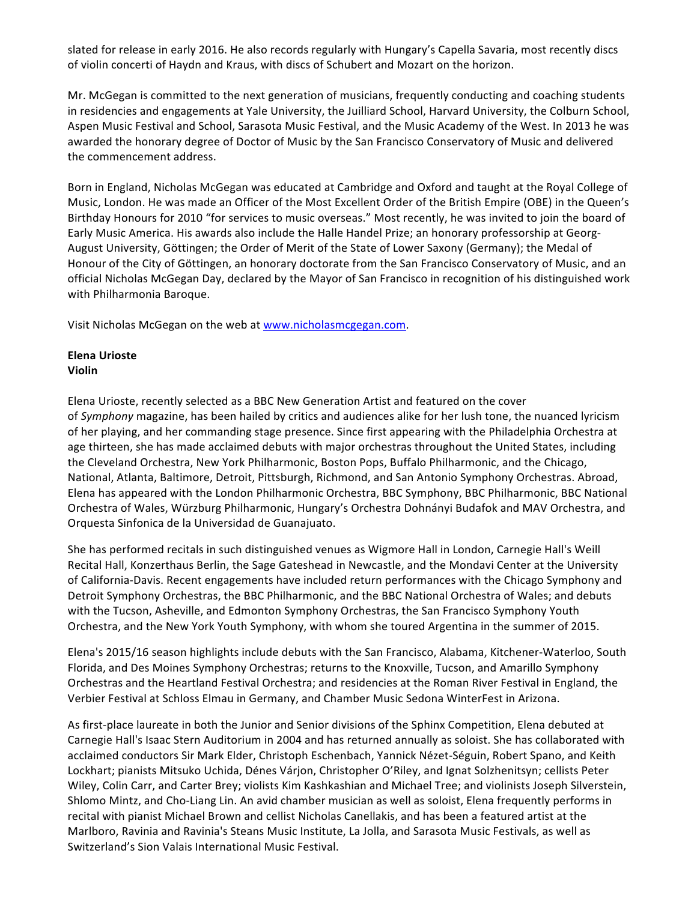slated for release in early 2016. He also records regularly with Hungary's Capella Savaria, most recently discs of violin concerti of Haydn and Kraus, with discs of Schubert and Mozart on the horizon.

Mr. McGegan is committed to the next generation of musicians, frequently conducting and coaching students in residencies and engagements at Yale University, the Juilliard School, Harvard University, the Colburn School, Aspen Music Festival and School, Sarasota Music Festival, and the Music Academy of the West. In 2013 he was awarded the honorary degree of Doctor of Music by the San Francisco Conservatory of Music and delivered the commencement address.

Born in England, Nicholas McGegan was educated at Cambridge and Oxford and taught at the Royal College of Music, London. He was made an Officer of the Most Excellent Order of the British Empire (OBE) in the Queen's Birthday Honours for 2010 "for services to music overseas." Most recently, he was invited to join the board of Early Music America. His awards also include the Halle Handel Prize; an honorary professorship at Georg-August University, Göttingen; the Order of Merit of the State of Lower Saxony (Germany); the Medal of Honour of the City of Göttingen, an honorary doctorate from the San Francisco Conservatory of Music, and an official Nicholas McGegan Day, declared by the Mayor of San Francisco in recognition of his distinguished work with Philharmonia Baroque.

Visit Nicholas McGegan on the web at www.nicholasmcgegan.com.

**Elena Urioste**
**Violin**

Elena Urioste, recently selected as a BBC New Generation Artist and featured on the cover of *Symphony* magazine, has been hailed by critics and audiences alike for her lush tone, the nuanced lyricism of her playing, and her commanding stage presence. Since first appearing with the Philadelphia Orchestra at age thirteen, she has made acclaimed debuts with major orchestras throughout the United States, including the Cleveland Orchestra, New York Philharmonic, Boston Pops, Buffalo Philharmonic, and the Chicago, National, Atlanta, Baltimore, Detroit, Pittsburgh, Richmond, and San Antonio Symphony Orchestras. Abroad, Elena has appeared with the London Philharmonic Orchestra, BBC Symphony, BBC Philharmonic, BBC National Orchestra of Wales, Würzburg Philharmonic, Hungary's Orchestra Dohnányi Budafok and MAV Orchestra, and Orquesta Sinfonica de la Universidad de Guanajuato.

She has performed recitals in such distinguished venues as Wigmore Hall in London, Carnegie Hall's Weill Recital Hall, Konzerthaus Berlin, the Sage Gateshead in Newcastle, and the Mondavi Center at the University of California-Davis. Recent engagements have included return performances with the Chicago Symphony and Detroit Symphony Orchestras, the BBC Philharmonic, and the BBC National Orchestra of Wales; and debuts with the Tucson, Asheville, and Edmonton Symphony Orchestras, the San Francisco Symphony Youth Orchestra, and the New York Youth Symphony, with whom she toured Argentina in the summer of 2015.

Elena's 2015/16 season highlights include debuts with the San Francisco, Alabama, Kitchener-Waterloo, South Florida, and Des Moines Symphony Orchestras; returns to the Knoxville, Tucson, and Amarillo Symphony Orchestras and the Heartland Festival Orchestra; and residencies at the Roman River Festival in England, the Verbier Festival at Schloss Elmau in Germany, and Chamber Music Sedona WinterFest in Arizona.

As first-place laureate in both the Junior and Senior divisions of the Sphinx Competition, Elena debuted at Carnegie Hall's Isaac Stern Auditorium in 2004 and has returned annually as soloist. She has collaborated with acclaimed conductors Sir Mark Elder, Christoph Eschenbach, Yannick Nézet-Séguin, Robert Spano, and Keith Lockhart; pianists Mitsuko Uchida, Dénes Várjon, Christopher O'Riley, and Ignat Solzhenitsyn; cellists Peter Wiley, Colin Carr, and Carter Brey; violists Kim Kashkashian and Michael Tree; and violinists Joseph Silverstein, Shlomo Mintz, and Cho-Liang Lin. An avid chamber musician as well as soloist, Elena frequently performs in recital with pianist Michael Brown and cellist Nicholas Canellakis, and has been a featured artist at the Marlboro, Ravinia and Ravinia's Steans Music Institute, La Jolla, and Sarasota Music Festivals, as well as Switzerland's Sion Valais International Music Festival.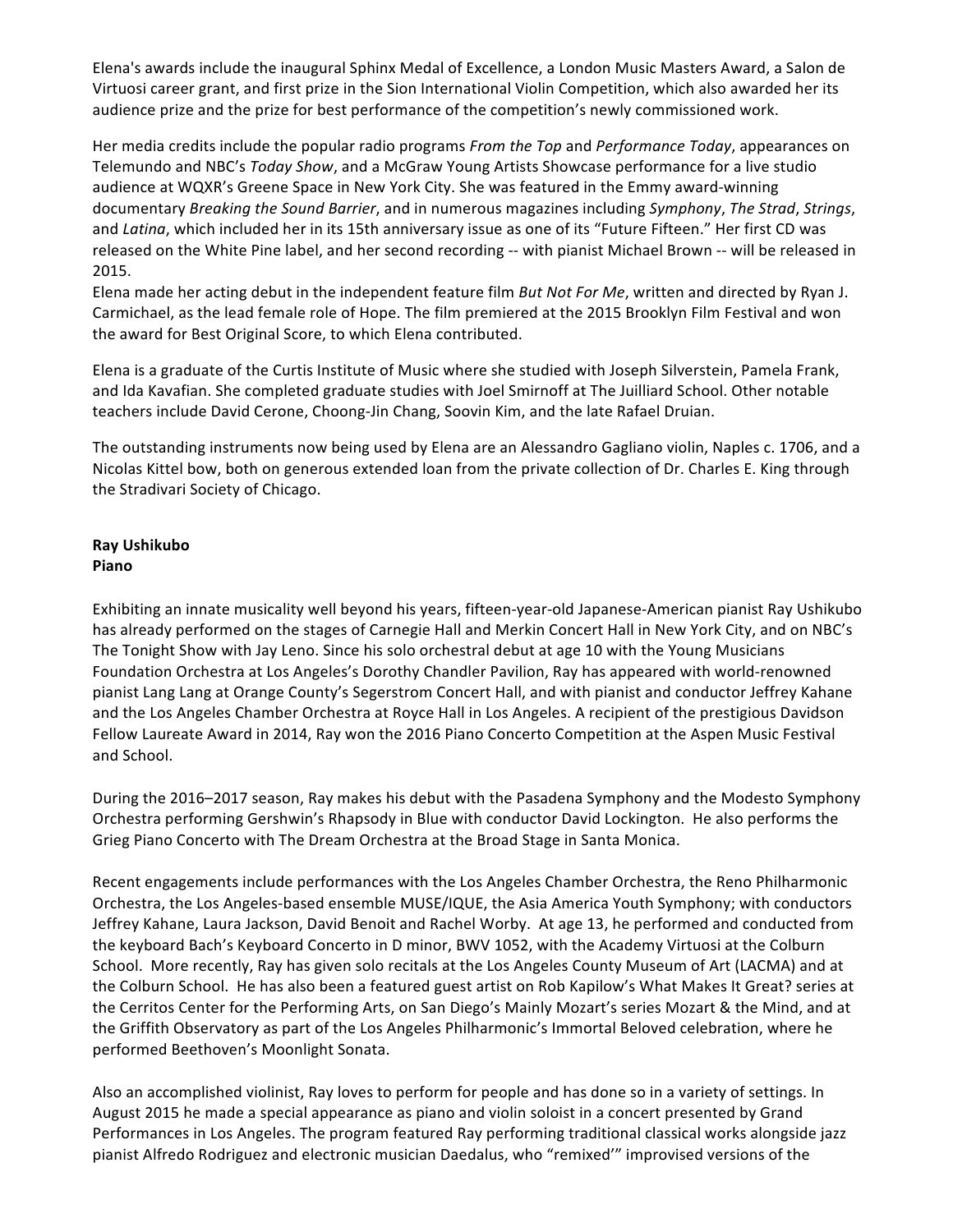Elena's awards include the inaugural Sphinx Medal of Excellence, a London Music Masters Award, a Salon de Virtuosi career grant, and first prize in the Sion International Violin Competition, which also awarded her its audience prize and the prize for best performance of the competition's newly commissioned work.

Her media credits include the popular radio programs *From the Top* and *Performance Today*, appearances on Telemundo and NBC's *Today Show*, and a McGraw Young Artists Showcase performance for a live studio audience at WQXR's Greene Space in New York City. She was featured in the Emmy award-winning documentary *Breaking the Sound Barrier*, and in numerous magazines including *Symphony*, *The Strad*, *Strings*, and *Latina*, which included her in its 15th anniversary issue as one of its "Future Fifteen." Her first CD was released on the White Pine label, and her second recording -- with pianist Michael Brown -- will be released in 2015.

Elena made her acting debut in the independent feature film *But Not For Me*, written and directed by Ryan J. Carmichael, as the lead female role of Hope. The film premiered at the 2015 Brooklyn Film Festival and won the award for Best Original Score, to which Elena contributed.

Elena is a graduate of the Curtis Institute of Music where she studied with Joseph Silverstein, Pamela Frank, and Ida Kavafian. She completed graduate studies with Joel Smirnoff at The Juilliard School. Other notable teachers include David Cerone, Choong-Jin Chang, Soovin Kim, and the late Rafael Druian.

The outstanding instruments now being used by Elena are an Alessandro Gagliano violin, Naples c. 1706, and a Nicolas Kittel bow, both on generous extended loan from the private collection of Dr. Charles E. King through the Stradivari Society of Chicago.

**Ray Ushikubo**
**Piano**

Exhibiting an innate musicality well beyond his years, fifteen-year-old Japanese-American pianist Ray Ushikubo has already performed on the stages of Carnegie Hall and Merkin Concert Hall in New York City, and on NBC's The Tonight Show with Jay Leno. Since his solo orchestral debut at age 10 with the Young Musicians Foundation Orchestra at Los Angeles's Dorothy Chandler Pavilion, Ray has appeared with world-renowned pianist Lang Lang at Orange County's Segerstrom Concert Hall, and with pianist and conductor Jeffrey Kahane and the Los Angeles Chamber Orchestra at Royce Hall in Los Angeles. A recipient of the prestigious Davidson Fellow Laureate Award in 2014, Ray won the 2016 Piano Concerto Competition at the Aspen Music Festival and School.

During the 2016–2017 season, Ray makes his debut with the Pasadena Symphony and the Modesto Symphony Orchestra performing Gershwin's Rhapsody in Blue with conductor David Lockington. He also performs the Grieg Piano Concerto with The Dream Orchestra at the Broad Stage in Santa Monica.

Recent engagements include performances with the Los Angeles Chamber Orchestra, the Reno Philharmonic Orchestra, the Los Angeles-based ensemble MUSE/IQUE, the Asia America Youth Symphony; with conductors Jeffrey Kahane, Laura Jackson, David Benoit and Rachel Worby. At age 13, he performed and conducted from the keyboard Bach's Keyboard Concerto in D minor, BWV 1052, with the Academy Virtuosi at the Colburn School. More recently, Ray has given solo recitals at the Los Angeles County Museum of Art (LACMA) and at the Colburn School. He has also been a featured guest artist on Rob Kapilow's What Makes It Great? series at the Cerritos Center for the Performing Arts, on San Diego's Mainly Mozart's series Mozart & the Mind, and at the Griffith Observatory as part of the Los Angeles Philharmonic's Immortal Beloved celebration, where he performed Beethoven's Moonlight Sonata.

Also an accomplished violinist, Ray loves to perform for people and has done so in a variety of settings. In August 2015 he made a special appearance as piano and violin soloist in a concert presented by Grand Performances in Los Angeles. The program featured Ray performing traditional classical works alongside jazz pianist Alfredo Rodriguez and electronic musician Daedalus, who "remixed'" improvised versions of the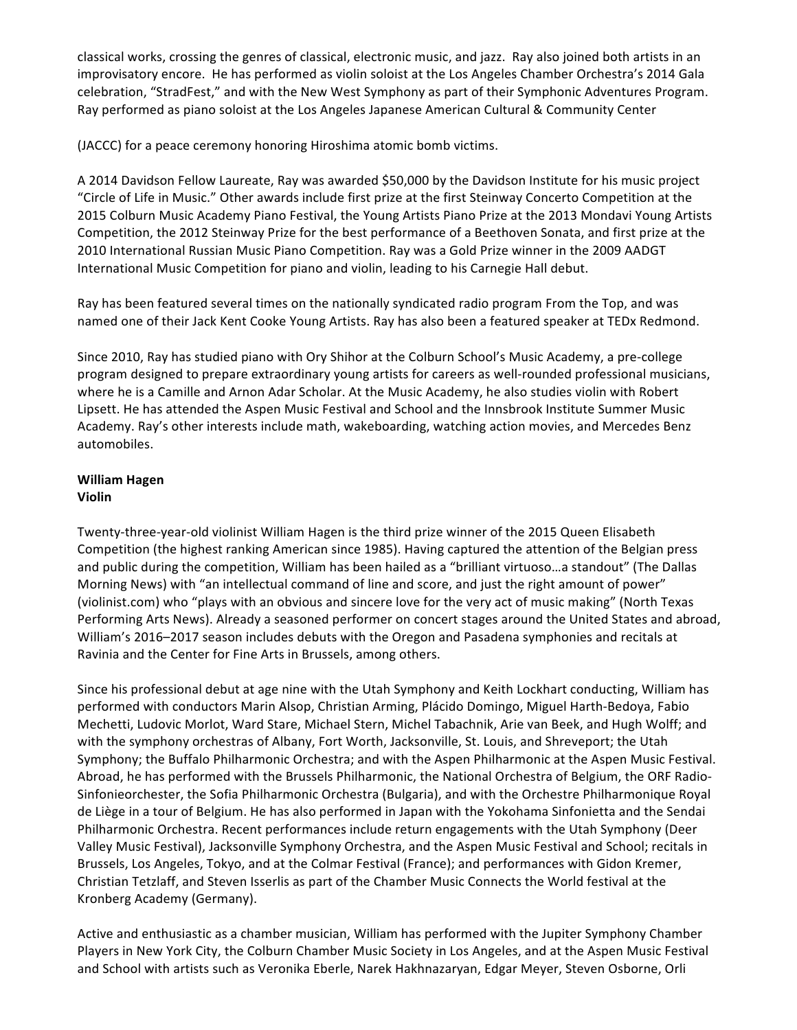classical works, crossing the genres of classical, electronic music, and jazz. Ray also joined both artists in an improvisatory encore. He has performed as violin soloist at the Los Angeles Chamber Orchestra's 2014 Gala celebration, "StradFest," and with the New West Symphony as part of their Symphonic Adventures Program. Ray performed as piano soloist at the Los Angeles Japanese American Cultural & Community Center

(JACCC) for a peace ceremony honoring Hiroshima atomic bomb victims.

A 2014 Davidson Fellow Laureate, Ray was awarded $50,000 by the Davidson Institute for his music project "Circle of Life in Music." Other awards include first prize at the first Steinway Concerto Competition at the 2015 Colburn Music Academy Piano Festival, the Young Artists Piano Prize at the 2013 Mondavi Young Artists Competition, the 2012 Steinway Prize for the best performance of a Beethoven Sonata, and first prize at the 2010 International Russian Music Piano Competition. Ray was a Gold Prize winner in the 2009 AADGT International Music Competition for piano and violin, leading to his Carnegie Hall debut.

Ray has been featured several times on the nationally syndicated radio program From the Top, and was named one of their Jack Kent Cooke Young Artists. Ray has also been a featured speaker at TEDx Redmond.

Since 2010, Ray has studied piano with Ory Shihor at the Colburn School's Music Academy, a pre-college program designed to prepare extraordinary young artists for careers as well-rounded professional musicians, where he is a Camille and Arnon Adar Scholar. At the Music Academy, he also studies violin with Robert Lipsett. He has attended the Aspen Music Festival and School and the Innsbrook Institute Summer Music Academy. Ray's other interests include math, wakeboarding, watching action movies, and Mercedes Benz automobiles.

**William Hagen**
**Violin**

Twenty-three-year-old violinist William Hagen is the third prize winner of the 2015 Queen Elisabeth Competition (the highest ranking American since 1985). Having captured the attention of the Belgian press and public during the competition, William has been hailed as a "brilliant virtuoso…a standout" (The Dallas Morning News) with "an intellectual command of line and score, and just the right amount of power" (violinist.com) who "plays with an obvious and sincere love for the very act of music making" (North Texas Performing Arts News). Already a seasoned performer on concert stages around the United States and abroad, William's 2016–2017 season includes debuts with the Oregon and Pasadena symphonies and recitals at Ravinia and the Center for Fine Arts in Brussels, among others.

Since his professional debut at age nine with the Utah Symphony and Keith Lockhart conducting, William has performed with conductors Marin Alsop, Christian Arming, Plácido Domingo, Miguel Harth-Bedoya, Fabio Mechetti, Ludovic Morlot, Ward Stare, Michael Stern, Michel Tabachnik, Arie van Beek, and Hugh Wolff; and with the symphony orchestras of Albany, Fort Worth, Jacksonville, St. Louis, and Shreveport; the Utah Symphony; the Buffalo Philharmonic Orchestra; and with the Aspen Philharmonic at the Aspen Music Festival. Abroad, he has performed with the Brussels Philharmonic, the National Orchestra of Belgium, the ORF Radio-Sinfonieorchester, the Sofia Philharmonic Orchestra (Bulgaria), and with the Orchestre Philharmonique Royal de Liège in a tour of Belgium. He has also performed in Japan with the Yokohama Sinfonietta and the Sendai Philharmonic Orchestra. Recent performances include return engagements with the Utah Symphony (Deer Valley Music Festival), Jacksonville Symphony Orchestra, and the Aspen Music Festival and School; recitals in Brussels, Los Angeles, Tokyo, and at the Colmar Festival (France); and performances with Gidon Kremer, Christian Tetzlaff, and Steven Isserlis as part of the Chamber Music Connects the World festival at the Kronberg Academy (Germany).

Active and enthusiastic as a chamber musician, William has performed with the Jupiter Symphony Chamber Players in New York City, the Colburn Chamber Music Society in Los Angeles, and at the Aspen Music Festival and School with artists such as Veronika Eberle, Narek Hakhnazaryan, Edgar Meyer, Steven Osborne, Orli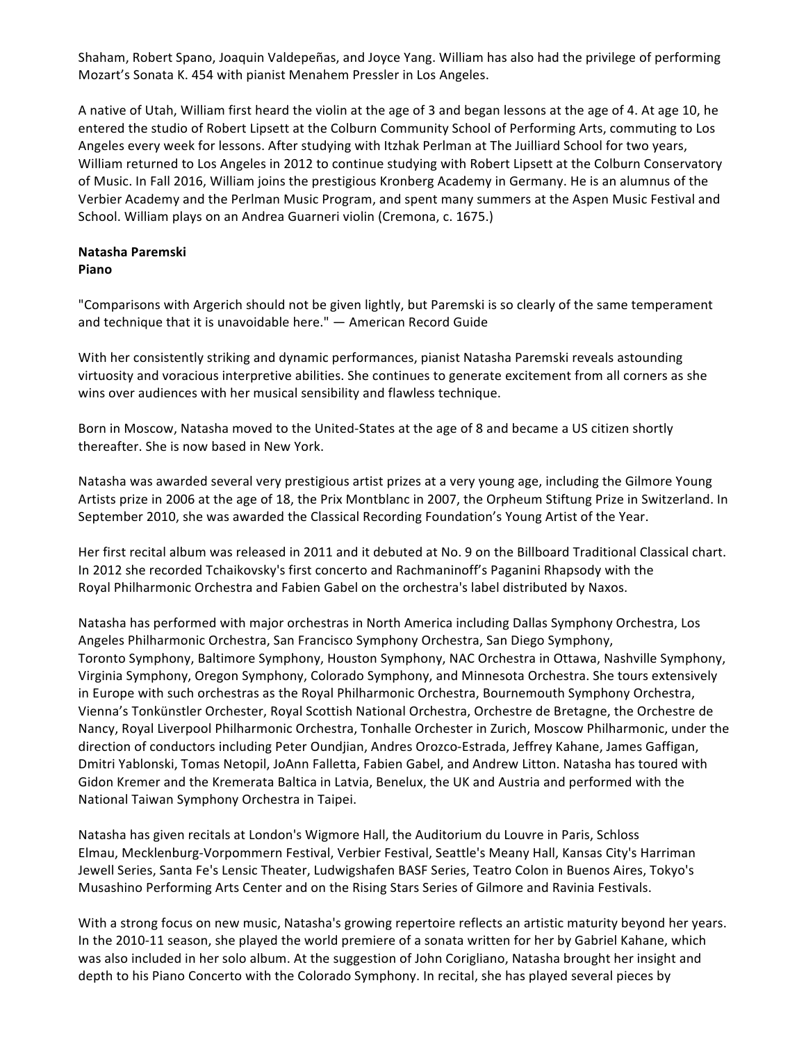Shaham, Robert Spano, Joaquin Valdepeñas, and Joyce Yang. William has also had the privilege of performing Mozart's Sonata K. 454 with pianist Menahem Pressler in Los Angeles.

A native of Utah, William first heard the violin at the age of 3 and began lessons at the age of 4. At age 10, he entered the studio of Robert Lipsett at the Colburn Community School of Performing Arts, commuting to Los Angeles every week for lessons. After studying with Itzhak Perlman at The Juilliard School for two years, William returned to Los Angeles in 2012 to continue studying with Robert Lipsett at the Colburn Conservatory of Music. In Fall 2016, William joins the prestigious Kronberg Academy in Germany. He is an alumnus of the Verbier Academy and the Perlman Music Program, and spent many summers at the Aspen Music Festival and School. William plays on an Andrea Guarneri violin (Cremona, c. 1675.)

**Natasha Paremski**
**Piano**

"Comparisons with Argerich should not be given lightly, but Paremski is so clearly of the same temperament and technique that it is unavoidable here." — American Record Guide

With her consistently striking and dynamic performances, pianist Natasha Paremski reveals astounding virtuosity and voracious interpretive abilities. She continues to generate excitement from all corners as she wins over audiences with her musical sensibility and flawless technique.

Born in Moscow, Natasha moved to the United-States at the age of 8 and became a US citizen shortly thereafter. She is now based in New York.

Natasha was awarded several very prestigious artist prizes at a very young age, including the Gilmore Young Artists prize in 2006 at the age of 18, the Prix Montblanc in 2007, the Orpheum Stiftung Prize in Switzerland. In September 2010, she was awarded the Classical Recording Foundation's Young Artist of the Year.

Her first recital album was released in 2011 and it debuted at No. 9 on the Billboard Traditional Classical chart. In 2012 she recorded Tchaikovsky's first concerto and Rachmaninoff's Paganini Rhapsody with the Royal Philharmonic Orchestra and Fabien Gabel on the orchestra's label distributed by Naxos.

Natasha has performed with major orchestras in North America including Dallas Symphony Orchestra, Los Angeles Philharmonic Orchestra, San Francisco Symphony Orchestra, San Diego Symphony, Toronto Symphony, Baltimore Symphony, Houston Symphony, NAC Orchestra in Ottawa, Nashville Symphony, Virginia Symphony, Oregon Symphony, Colorado Symphony, and Minnesota Orchestra. She tours extensively in Europe with such orchestras as the Royal Philharmonic Orchestra, Bournemouth Symphony Orchestra, Vienna's Tonkünstler Orchester, Royal Scottish National Orchestra, Orchestre de Bretagne, the Orchestre de Nancy, Royal Liverpool Philharmonic Orchestra, Tonhalle Orchester in Zurich, Moscow Philharmonic, under the direction of conductors including Peter Oundjian, Andres Orozco-Estrada, Jeffrey Kahane, James Gaffigan, Dmitri Yablonski, Tomas Netopil, JoAnn Falletta, Fabien Gabel, and Andrew Litton. Natasha has toured with Gidon Kremer and the Kremerata Baltica in Latvia, Benelux, the UK and Austria and performed with the National Taiwan Symphony Orchestra in Taipei.

Natasha has given recitals at London's Wigmore Hall, the Auditorium du Louvre in Paris, Schloss Elmau, Mecklenburg-Vorpommern Festival, Verbier Festival, Seattle's Meany Hall, Kansas City's Harriman Jewell Series, Santa Fe's Lensic Theater, Ludwigshafen BASF Series, Teatro Colon in Buenos Aires, Tokyo's Musashino Performing Arts Center and on the Rising Stars Series of Gilmore and Ravinia Festivals.

With a strong focus on new music, Natasha's growing repertoire reflects an artistic maturity beyond her years. In the 2010-11 season, she played the world premiere of a sonata written for her by Gabriel Kahane, which was also included in her solo album. At the suggestion of John Corigliano, Natasha brought her insight and depth to his Piano Concerto with the Colorado Symphony. In recital, she has played several pieces by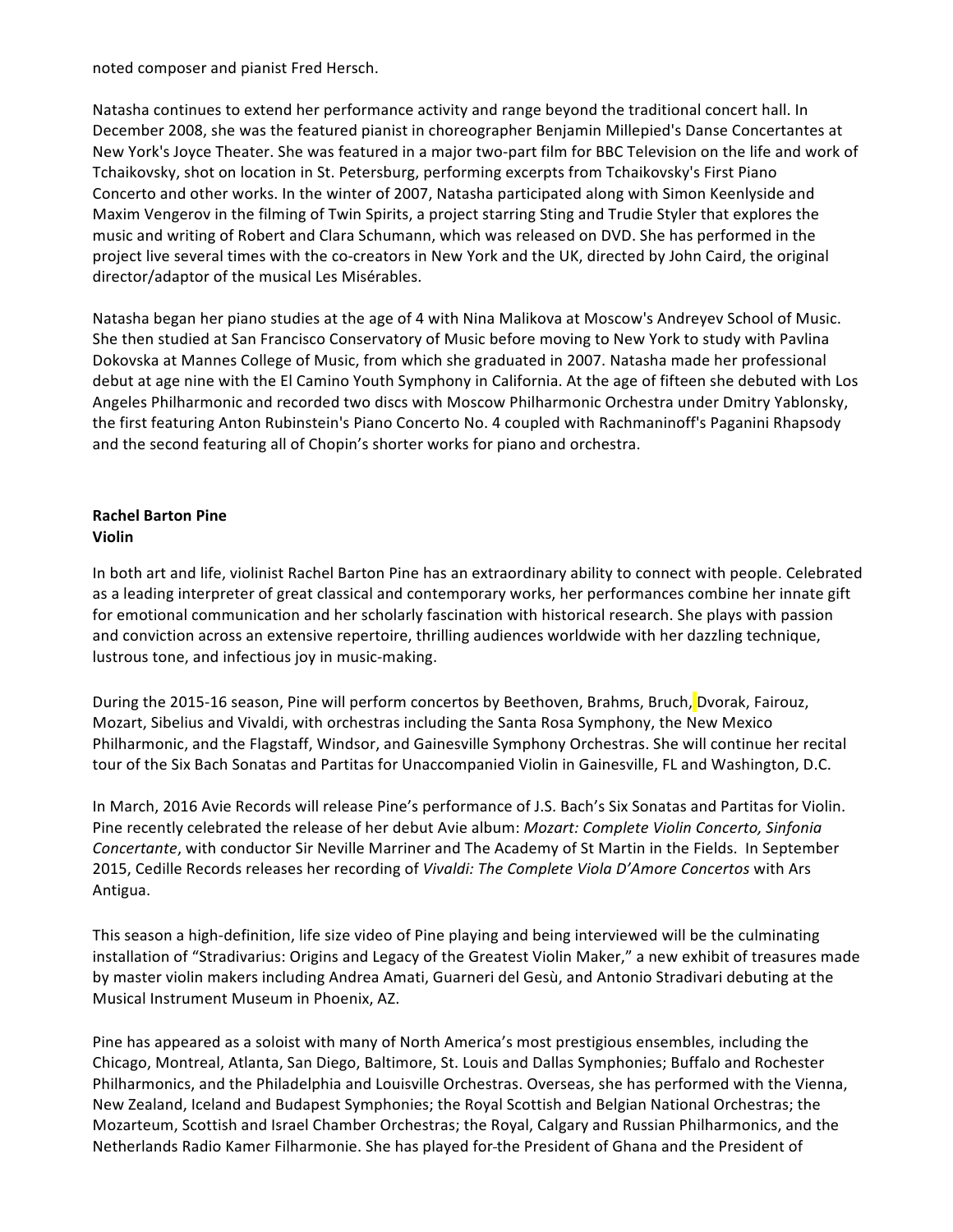noted composer and pianist Fred Hersch.

Natasha continues to extend her performance activity and range beyond the traditional concert hall. In December 2008, she was the featured pianist in choreographer Benjamin Millepied's Danse Concertantes at New York's Joyce Theater. She was featured in a major two-part film for BBC Television on the life and work of Tchaikovsky, shot on location in St. Petersburg, performing excerpts from Tchaikovsky's First Piano Concerto and other works. In the winter of 2007, Natasha participated along with Simon Keenlyside and Maxim Vengerov in the filming of Twin Spirits, a project starring Sting and Trudie Styler that explores the music and writing of Robert and Clara Schumann, which was released on DVD. She has performed in the project live several times with the co-creators in New York and the UK, directed by John Caird, the original director/adaptor of the musical Les Misérables.

Natasha began her piano studies at the age of 4 with Nina Malikova at Moscow's Andreyev School of Music. She then studied at San Francisco Conservatory of Music before moving to New York to study with Pavlina Dokovska at Mannes College of Music, from which she graduated in 2007. Natasha made her professional debut at age nine with the El Camino Youth Symphony in California. At the age of fifteen she debuted with Los Angeles Philharmonic and recorded two discs with Moscow Philharmonic Orchestra under Dmitry Yablonsky, the first featuring Anton Rubinstein's Piano Concerto No. 4 coupled with Rachmaninoff's Paganini Rhapsody and the second featuring all of Chopin's shorter works for piano and orchestra.

**Rachel Barton Pine**
**Violin**

In both art and life, violinist Rachel Barton Pine has an extraordinary ability to connect with people. Celebrated as a leading interpreter of great classical and contemporary works, her performances combine her innate gift for emotional communication and her scholarly fascination with historical research. She plays with passion and conviction across an extensive repertoire, thrilling audiences worldwide with her dazzling technique, lustrous tone, and infectious joy in music-making.

During the 2015-16 season, Pine will perform concertos by Beethoven, Brahms, Bruch, Dvorak, Fairouz, Mozart, Sibelius and Vivaldi, with orchestras including the Santa Rosa Symphony, the New Mexico Philharmonic, and the Flagstaff, Windsor, and Gainesville Symphony Orchestras. She will continue her recital tour of the Six Bach Sonatas and Partitas for Unaccompanied Violin in Gainesville, FL and Washington, D.C.

In March, 2016 Avie Records will release Pine's performance of J.S. Bach's Six Sonatas and Partitas for Violin. Pine recently celebrated the release of her debut Avie album: *Mozart: Complete Violin Concerto, Sinfonia Concertante*, with conductor Sir Neville Marriner and The Academy of St Martin in the Fields. In September 2015, Cedille Records releases her recording of *Vivaldi: The Complete Viola D'Amore Concertos* with Ars Antigua.

This season a high-definition, life size video of Pine playing and being interviewed will be the culminating installation of "Stradivarius: Origins and Legacy of the Greatest Violin Maker," a new exhibit of treasures made by master violin makers including Andrea Amati, Guarneri del Gesù, and Antonio Stradivari debuting at the Musical Instrument Museum in Phoenix, AZ.

Pine has appeared as a soloist with many of North America's most prestigious ensembles, including the Chicago, Montreal, Atlanta, San Diego, Baltimore, St. Louis and Dallas Symphonies; Buffalo and Rochester Philharmonics, and the Philadelphia and Louisville Orchestras. Overseas, she has performed with the Vienna, New Zealand, Iceland and Budapest Symphonies; the Royal Scottish and Belgian National Orchestras; the Mozarteum, Scottish and Israel Chamber Orchestras; the Royal, Calgary and Russian Philharmonics, and the Netherlands Radio Kamer Filharmonie. She has played for the President of Ghana and the President of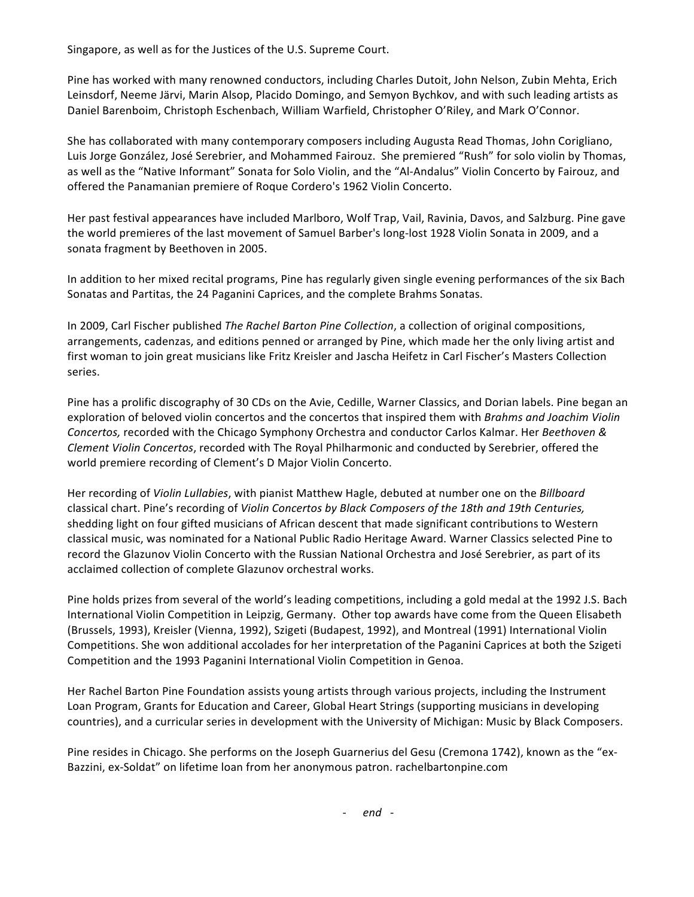Singapore, as well as for the Justices of the U.S. Supreme Court.

Pine has worked with many renowned conductors, including Charles Dutoit, John Nelson, Zubin Mehta, Erich Leinsdorf, Neeme Järvi, Marin Alsop, Placido Domingo, and Semyon Bychkov, and with such leading artists as Daniel Barenboim, Christoph Eschenbach, William Warfield, Christopher O'Riley, and Mark O'Connor.

She has collaborated with many contemporary composers including Augusta Read Thomas, John Corigliano, Luis Jorge González, José Serebrier, and Mohammed Fairouz. She premiered "Rush" for solo violin by Thomas, as well as the "Native Informant" Sonata for Solo Violin, and the "Al-Andalus" Violin Concerto by Fairouz, and offered the Panamanian premiere of Roque Cordero's 1962 Violin Concerto.

Her past festival appearances have included Marlboro, Wolf Trap, Vail, Ravinia, Davos, and Salzburg. Pine gave the world premieres of the last movement of Samuel Barber's long-lost 1928 Violin Sonata in 2009, and a sonata fragment by Beethoven in 2005.

In addition to her mixed recital programs, Pine has regularly given single evening performances of the six Bach Sonatas and Partitas, the 24 Paganini Caprices, and the complete Brahms Sonatas.

In 2009, Carl Fischer published *The Rachel Barton Pine Collection*, a collection of original compositions, arrangements, cadenzas, and editions penned or arranged by Pine, which made her the only living artist and first woman to join great musicians like Fritz Kreisler and Jascha Heifetz in Carl Fischer's Masters Collection series.

Pine has a prolific discography of 30 CDs on the Avie, Cedille, Warner Classics, and Dorian labels. Pine began an exploration of beloved violin concertos and the concertos that inspired them with *Brahms and Joachim Violin Concertos,* recorded with the Chicago Symphony Orchestra and conductor Carlos Kalmar. Her *Beethoven & Clement Violin Concertos*, recorded with The Royal Philharmonic and conducted by Serebrier, offered the world premiere recording of Clement's D Major Violin Concerto.

Her recording of *Violin Lullabies*, with pianist Matthew Hagle, debuted at number one on the *Billboard* classical chart. Pine's recording of *Violin Concertos by Black Composers of the 18th and 19th Centuries,* shedding light on four gifted musicians of African descent that made significant contributions to Western classical music, was nominated for a National Public Radio Heritage Award. Warner Classics selected Pine to record the Glazunov Violin Concerto with the Russian National Orchestra and José Serebrier, as part of its acclaimed collection of complete Glazunov orchestral works.

Pine holds prizes from several of the world's leading competitions, including a gold medal at the 1992 J.S. Bach International Violin Competition in Leipzig, Germany. Other top awards have come from the Queen Elisabeth (Brussels, 1993), Kreisler (Vienna, 1992), Szigeti (Budapest, 1992), and Montreal (1991) International Violin Competitions. She won additional accolades for her interpretation of the Paganini Caprices at both the Szigeti Competition and the 1993 Paganini International Violin Competition in Genoa.

Her Rachel Barton Pine Foundation assists young artists through various projects, including the Instrument Loan Program, Grants for Education and Career, Global Heart Strings (supporting musicians in developing countries), and a curricular series in development with the University of Michigan: Music by Black Composers.

Pine resides in Chicago. She performs on the Joseph Guarnerius del Gesu (Cremona 1742), known as the "ex-Bazzini, ex-Soldat" on lifetime loan from her anonymous patron. rachelbartonpine.com

\- *end* -